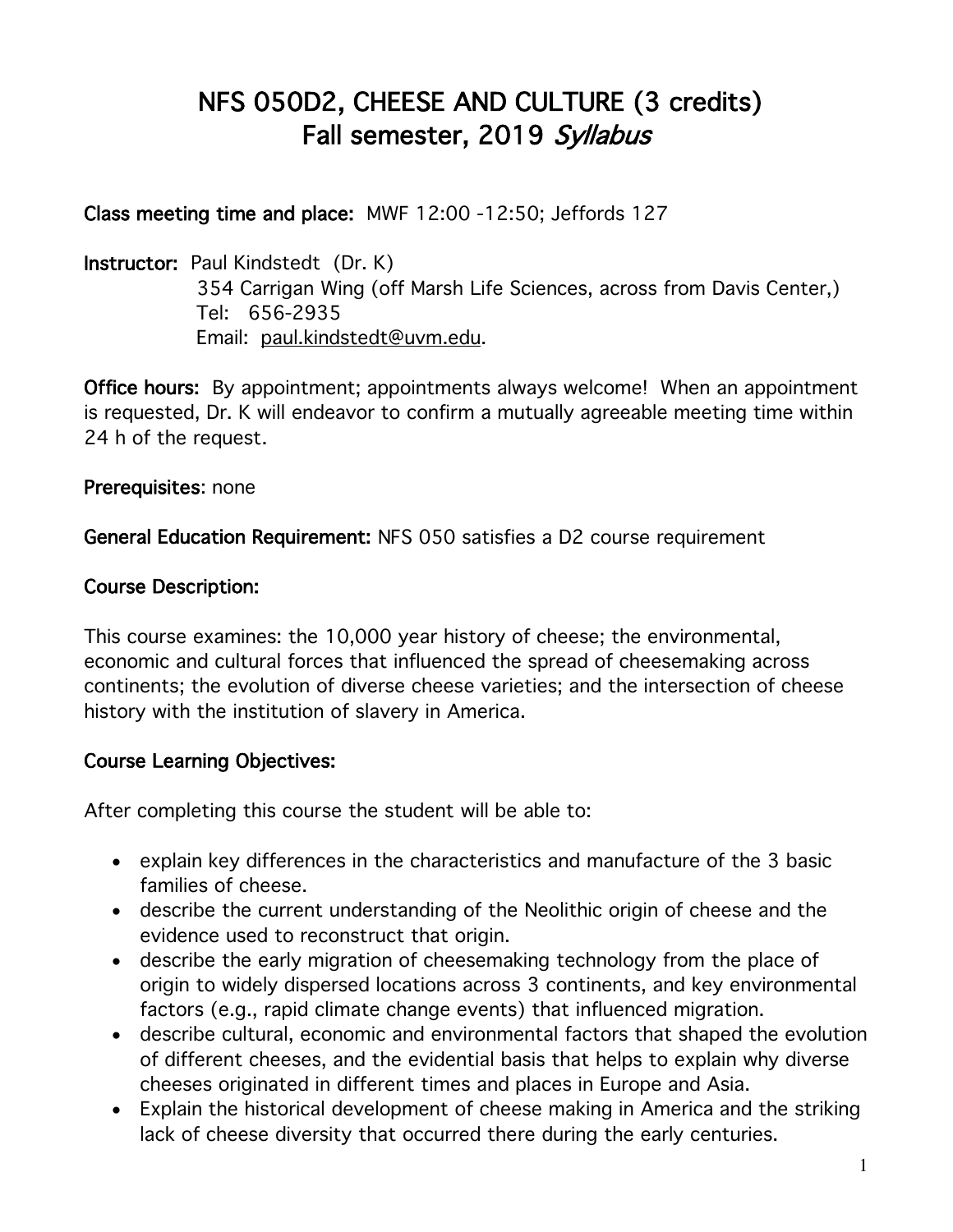# NFS 050D2, CHEESE AND CULTURE (3 credits)
# Fall semester, 2019 *Syllabus*

**Class meeting time and place:** MWF 12:00 -12:50; Jeffords 127

**Instructor:** Paul Kindstedt (Dr. K)
354 Carrigan Wing (off Marsh Life Sciences, across from Davis Center,)
Tel: 656-2935
Email: paul.kindstedt@uvm.edu.

**Office hours:** By appointment; appointments always welcome! When an appointment is requested, Dr. K will endeavor to confirm a mutually agreeable meeting time within 24 h of the request.

**Prerequisites**: none

**General Education Requirement:** NFS 050 satisfies a D2 course requirement

**Course Description:**

This course examines: the 10,000 year history of cheese; the environmental, economic and cultural forces that influenced the spread of cheesemaking across continents; the evolution of diverse cheese varieties; and the intersection of cheese history with the institution of slavery in America.

**Course Learning Objectives:**

After completing this course the student will be able to:

- explain key differences in the characteristics and manufacture of the 3 basic families of cheese.
- describe the current understanding of the Neolithic origin of cheese and the evidence used to reconstruct that origin.
- describe the early migration of cheesemaking technology from the place of origin to widely dispersed locations across 3 continents, and key environmental factors (e.g., rapid climate change events) that influenced migration.
- describe cultural, economic and environmental factors that shaped the evolution of different cheeses, and the evidential basis that helps to explain why diverse cheeses originated in different times and places in Europe and Asia.
- Explain the historical development of cheese making in America and the striking lack of cheese diversity that occurred there during the early centuries.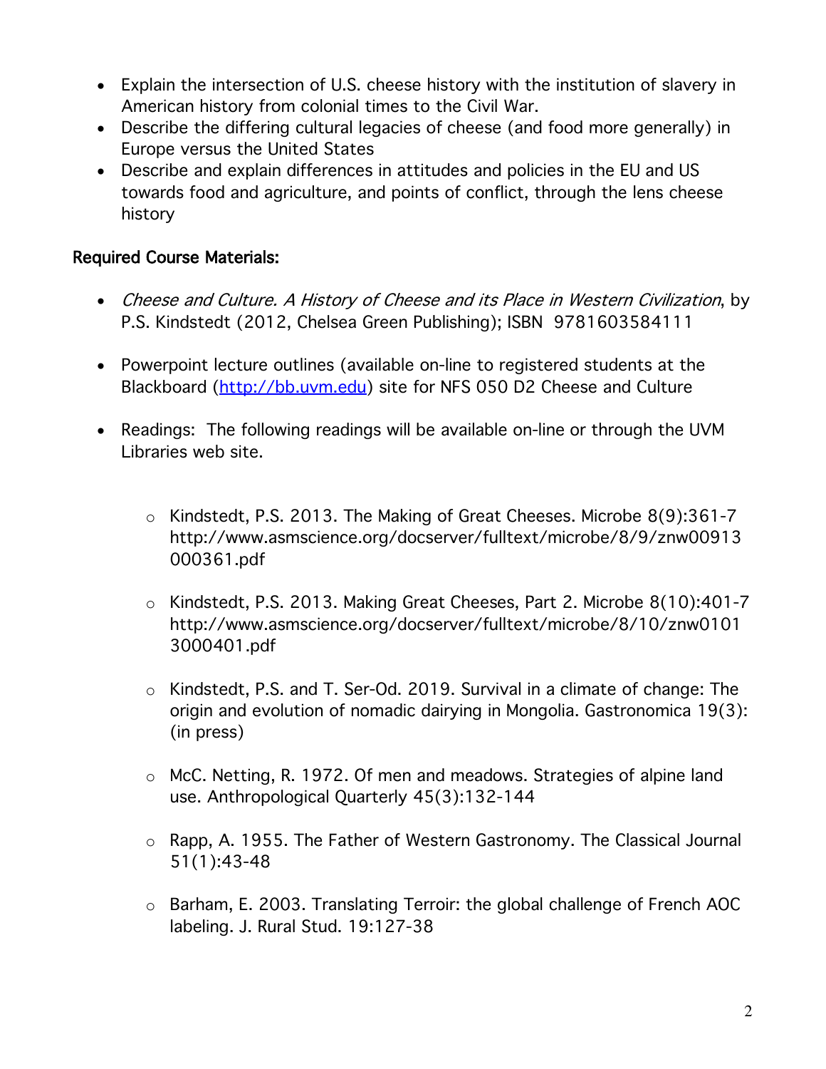- Explain the intersection of U.S. cheese history with the institution of slavery in American history from colonial times to the Civil War.
- Describe the differing cultural legacies of cheese (and food more generally) in Europe versus the United States
- Describe and explain differences in attitudes and policies in the EU and US towards food and agriculture, and points of conflict, through the lens cheese history

**Required Course Materials:**

- *Cheese and Culture. A History of Cheese and its Place in Western Civilization*, by P.S. Kindstedt (2012, Chelsea Green Publishing); ISBN 9781603584111

- Powerpoint lecture outlines (available on-line to registered students at the Blackboard (http://bb.uvm.edu) site for NFS 050 D2 Cheese and Culture

- Readings: The following readings will be available on-line or through the UVM Libraries web site.

  - Kindstedt, P.S. 2013. The Making of Great Cheeses. Microbe 8(9):361-7 http://www.asmscience.org/docserver/fulltext/microbe/8/9/znw00913000361.pdf

  - Kindstedt, P.S. 2013. Making Great Cheeses, Part 2. Microbe 8(10):401-7 http://www.asmscience.org/docserver/fulltext/microbe/8/10/znw01013000401.pdf

  - Kindstedt, P.S. and T. Ser-Od. 2019. Survival in a climate of change: The origin and evolution of nomadic dairying in Mongolia. Gastronomica 19(3): (in press)

  - McC. Netting, R. 1972. Of men and meadows. Strategies of alpine land use. Anthropological Quarterly 45(3):132-144

  - Rapp, A. 1955. The Father of Western Gastronomy. The Classical Journal 51(1):43-48

  - Barham, E. 2003. Translating Terroir: the global challenge of French AOC labeling. J. Rural Stud. 19:127-38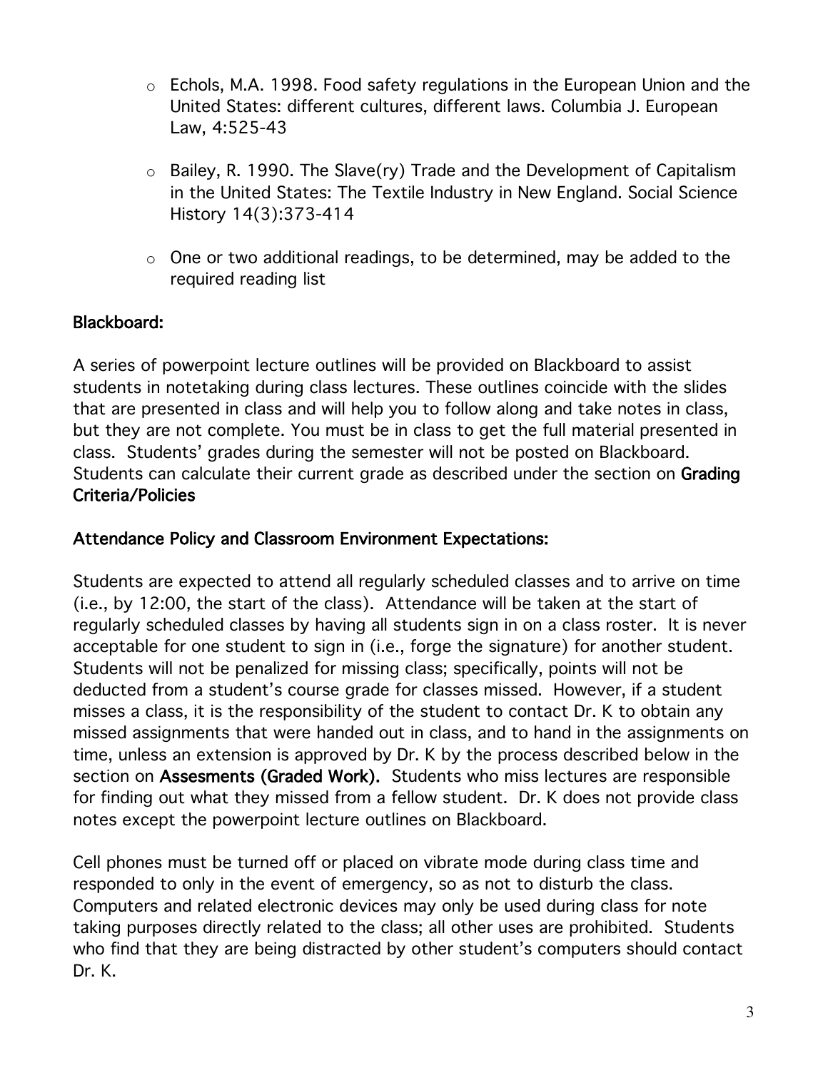- Echols, M.A. 1998. Food safety regulations in the European Union and the United States: different cultures, different laws. Columbia J. European Law, 4:525-43

- Bailey, R. 1990. The Slave(ry) Trade and the Development of Capitalism in the United States: The Textile Industry in New England. Social Science History 14(3):373-414

- One or two additional readings, to be determined, may be added to the required reading list

## Blackboard:

A series of powerpoint lecture outlines will be provided on Blackboard to assist students in notetaking during class lectures. These outlines coincide with the slides that are presented in class and will help you to follow along and take notes in class, but they are not complete. You must be in class to get the full material presented in class. Students' grades during the semester will not be posted on Blackboard. Students can calculate their current grade as described under the section on **Grading Criteria/Policies**

## Attendance Policy and Classroom Environment Expectations:

Students are expected to attend all regularly scheduled classes and to arrive on time (i.e., by 12:00, the start of the class). Attendance will be taken at the start of regularly scheduled classes by having all students sign in on a class roster. It is never acceptable for one student to sign in (i.e., forge the signature) for another student. Students will not be penalized for missing class; specifically, points will not be deducted from a student's course grade for classes missed. However, if a student misses a class, it is the responsibility of the student to contact Dr. K to obtain any missed assignments that were handed out in class, and to hand in the assignments on time, unless an extension is approved by Dr. K by the process described below in the section on **Assesments (Graded Work).** Students who miss lectures are responsible for finding out what they missed from a fellow student. Dr. K does not provide class notes except the powerpoint lecture outlines on Blackboard.

Cell phones must be turned off or placed on vibrate mode during class time and responded to only in the event of emergency, so as not to disturb the class. Computers and related electronic devices may only be used during class for note taking purposes directly related to the class; all other uses are prohibited. Students who find that they are being distracted by other student's computers should contact Dr. K.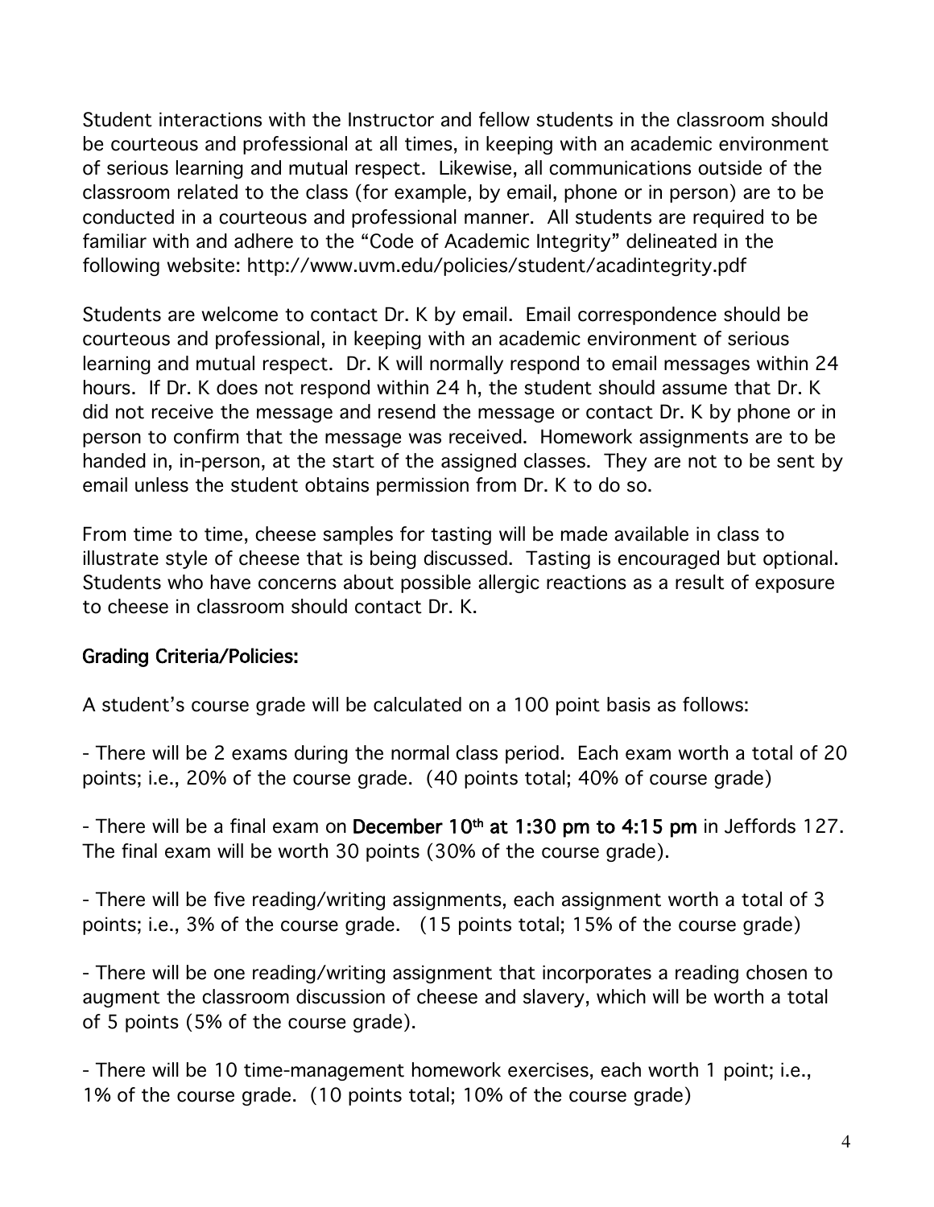Student interactions with the Instructor and fellow students in the classroom should be courteous and professional at all times, in keeping with an academic environment of serious learning and mutual respect. Likewise, all communications outside of the classroom related to the class (for example, by email, phone or in person) are to be conducted in a courteous and professional manner. All students are required to be familiar with and adhere to the "Code of Academic Integrity" delineated in the following website: http://www.uvm.edu/policies/student/acadintegrity.pdf

Students are welcome to contact Dr. K by email. Email correspondence should be courteous and professional, in keeping with an academic environment of serious learning and mutual respect. Dr. K will normally respond to email messages within 24 hours. If Dr. K does not respond within 24 h, the student should assume that Dr. K did not receive the message and resend the message or contact Dr. K by phone or in person to confirm that the message was received. Homework assignments are to be handed in, in-person, at the start of the assigned classes. They are not to be sent by email unless the student obtains permission from Dr. K to do so.

From time to time, cheese samples for tasting will be made available in class to illustrate style of cheese that is being discussed. Tasting is encouraged but optional. Students who have concerns about possible allergic reactions as a result of exposure to cheese in classroom should contact Dr. K.

## Grading Criteria/Policies:

A student's course grade will be calculated on a 100 point basis as follows:

- There will be 2 exams during the normal class period. Each exam worth a total of 20 points; i.e., 20% of the course grade. (40 points total; 40% of course grade)

- There will be a final exam on **December 10th at 1:30 pm to 4:15 pm** in Jeffords 127. The final exam will be worth 30 points (30% of the course grade).

- There will be five reading/writing assignments, each assignment worth a total of 3 points; i.e., 3% of the course grade. (15 points total; 15% of the course grade)

- There will be one reading/writing assignment that incorporates a reading chosen to augment the classroom discussion of cheese and slavery, which will be worth a total of 5 points (5% of the course grade).

- There will be 10 time-management homework exercises, each worth 1 point; i.e., 1% of the course grade. (10 points total; 10% of the course grade)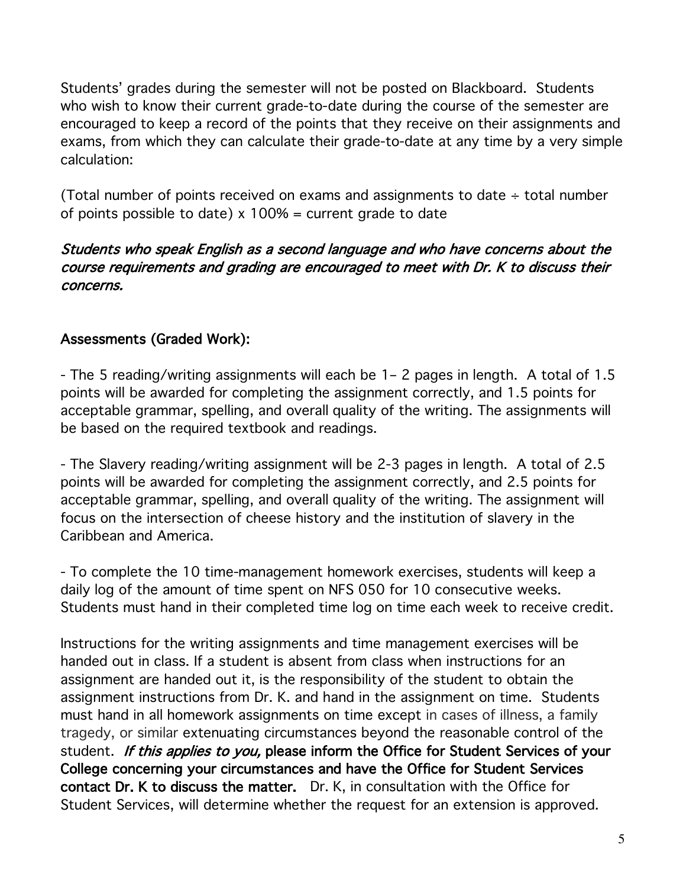Students' grades during the semester will not be posted on Blackboard. Students who wish to know their current grade-to-date during the course of the semester are encouraged to keep a record of the points that they receive on their assignments and exams, from which they can calculate their grade-to-date at any time by a very simple calculation:

(Total number of points received on exams and assignments to date ÷ total number of points possible to date) x 100% = current grade to date

***Students who speak English as a second language and who have concerns about the course requirements and grading are encouraged to meet with Dr. K to discuss their concerns.***

**Assessments (Graded Work):**

- The 5 reading/writing assignments will each be 1– 2 pages in length. A total of 1.5 points will be awarded for completing the assignment correctly, and 1.5 points for acceptable grammar, spelling, and overall quality of the writing. The assignments will be based on the required textbook and readings.

- The Slavery reading/writing assignment will be 2-3 pages in length. A total of 2.5 points will be awarded for completing the assignment correctly, and 2.5 points for acceptable grammar, spelling, and overall quality of the writing. The assignment will focus on the intersection of cheese history and the institution of slavery in the Caribbean and America.

- To complete the 10 time-management homework exercises, students will keep a daily log of the amount of time spent on NFS 050 for 10 consecutive weeks. Students must hand in their completed time log on time each week to receive credit.

Instructions for the writing assignments and time management exercises will be handed out in class. If a student is absent from class when instructions for an assignment are handed out it, is the responsibility of the student to obtain the assignment instructions from Dr. K. and hand in the assignment on time. Students must hand in all homework assignments on time except in cases of illness, a family tragedy, or similar extenuating circumstances beyond the reasonable control of the student. ***If this applies to you,*** **please inform the Office for Student Services of your College concerning your circumstances and have the Office for Student Services contact Dr. K to discuss the matter.** Dr. K, in consultation with the Office for Student Services, will determine whether the request for an extension is approved.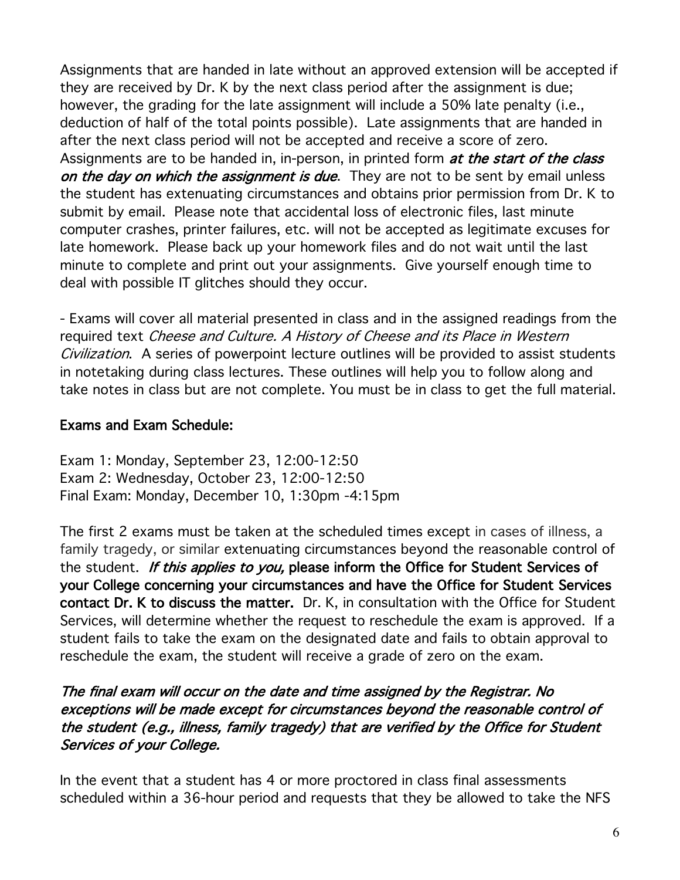Assignments that are handed in late without an approved extension will be accepted if they are received by Dr. K by the next class period after the assignment is due; however, the grading for the late assignment will include a 50% late penalty (i.e., deduction of half of the total points possible). Late assignments that are handed in after the next class period will not be accepted and receive a score of zero. Assignments are to be handed in, in-person, in printed form ***at the start of the class on the day on which the assignment is due***. They are not to be sent by email unless the student has extenuating circumstances and obtains prior permission from Dr. K to submit by email. Please note that accidental loss of electronic files, last minute computer crashes, printer failures, etc. will not be accepted as legitimate excuses for late homework. Please back up your homework files and do not wait until the last minute to complete and print out your assignments. Give yourself enough time to deal with possible IT glitches should they occur.

- Exams will cover all material presented in class and in the assigned readings from the required text *Cheese and Culture. A History of Cheese and its Place in Western Civilization*. A series of powerpoint lecture outlines will be provided to assist students in notetaking during class lectures. These outlines will help you to follow along and take notes in class but are not complete. You must be in class to get the full material.

**Exams and Exam Schedule:**

Exam 1: Monday, September 23, 12:00-12:50
Exam 2: Wednesday, October 23, 12:00-12:50
Final Exam: Monday, December 10, 1:30pm -4:15pm

The first 2 exams must be taken at the scheduled times except in cases of illness, a family tragedy, or similar extenuating circumstances beyond the reasonable control of the student. ***If this applies to you,* please inform the Office for Student Services of your College concerning your circumstances and have the Office for Student Services contact Dr. K to discuss the matter.** Dr. K, in consultation with the Office for Student Services, will determine whether the request to reschedule the exam is approved. If a student fails to take the exam on the designated date and fails to obtain approval to reschedule the exam, the student will receive a grade of zero on the exam.

***The final exam will occur on the date and time assigned by the Registrar. No exceptions will be made except for circumstances beyond the reasonable control of the student (e.g., illness, family tragedy) that are verified by the Office for Student Services of your College.***

In the event that a student has 4 or more proctored in class final assessments scheduled within a 36-hour period and requests that they be allowed to take the NFS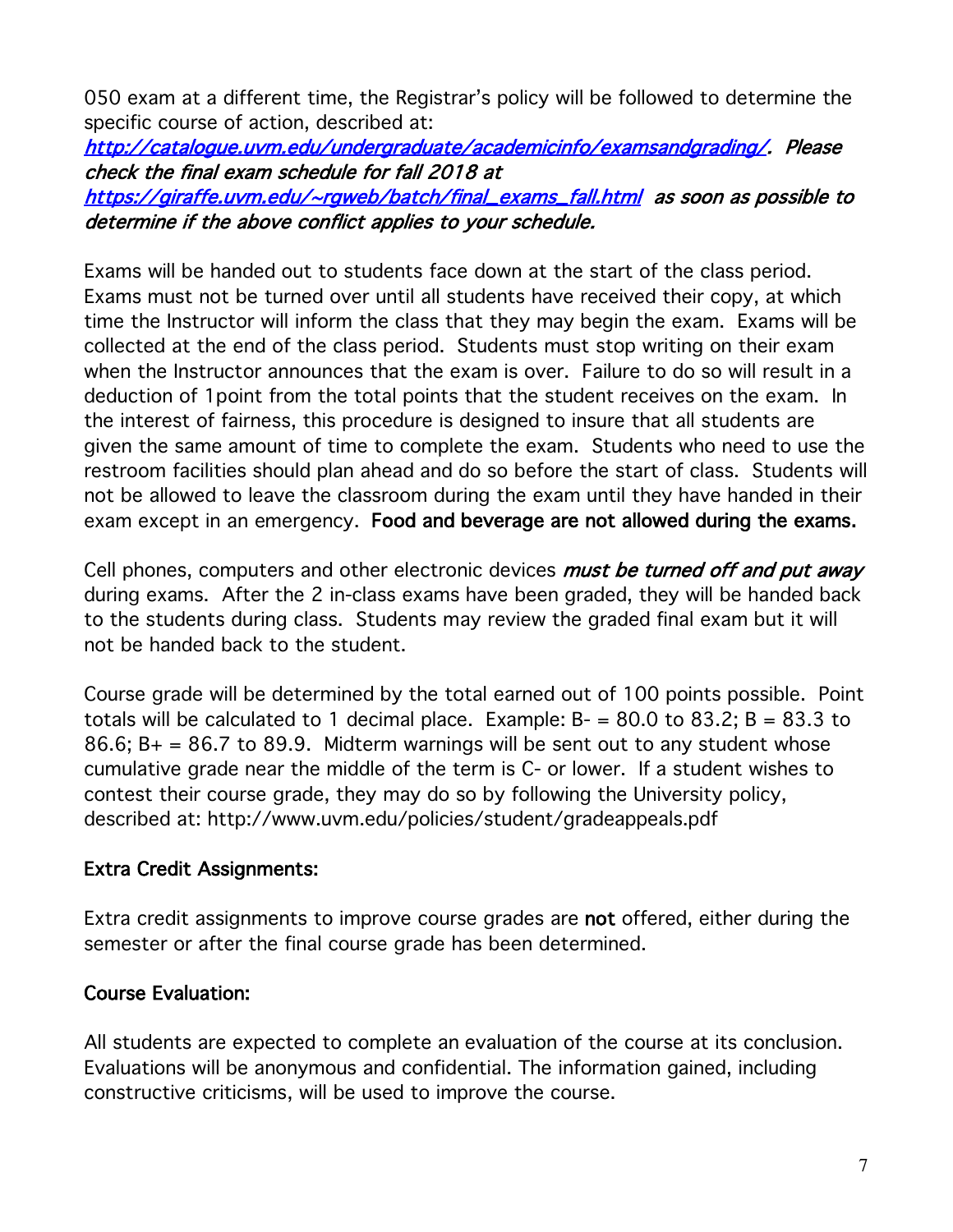050 exam at a different time, the Registrar's policy will be followed to determine the specific course of action, described at: [http://catalogue.uvm.edu/undergraduate/academicinfo/examsandgrading/](http://catalogue.uvm.edu/undergraduate/academicinfo/examsandgrading/). *Please check the final exam schedule for fall 2018 at* [https://giraffe.uvm.edu/~rgweb/batch/final_exams_fall.html](https://giraffe.uvm.edu/~rgweb/batch/final_exams_fall.html) *as soon as possible to determine if the above conflict applies to your schedule.*

Exams will be handed out to students face down at the start of the class period. Exams must not be turned over until all students have received their copy, at which time the Instructor will inform the class that they may begin the exam. Exams will be collected at the end of the class period. Students must stop writing on their exam when the Instructor announces that the exam is over. Failure to do so will result in a deduction of 1point from the total points that the student receives on the exam. In the interest of fairness, this procedure is designed to insure that all students are given the same amount of time to complete the exam. Students who need to use the restroom facilities should plan ahead and do so before the start of class. Students will not be allowed to leave the classroom during the exam until they have handed in their exam except in an emergency. **Food and beverage are not allowed during the exams.**

Cell phones, computers and other electronic devices ***must be turned off and put away*** during exams. After the 2 in-class exams have been graded, they will be handed back to the students during class. Students may review the graded final exam but it will not be handed back to the student.

Course grade will be determined by the total earned out of 100 points possible. Point totals will be calculated to 1 decimal place. Example: B- = 80.0 to 83.2; B = 83.3 to 86.6; B+ = 86.7 to 89.9. Midterm warnings will be sent out to any student whose cumulative grade near the middle of the term is C- or lower. If a student wishes to contest their course grade, they may do so by following the University policy, described at: http://www.uvm.edu/policies/student/gradeappeals.pdf

**Extra Credit Assignments:**

Extra credit assignments to improve course grades are **not** offered, either during the semester or after the final course grade has been determined.

**Course Evaluation:**

All students are expected to complete an evaluation of the course at its conclusion. Evaluations will be anonymous and confidential. The information gained, including constructive criticisms, will be used to improve the course.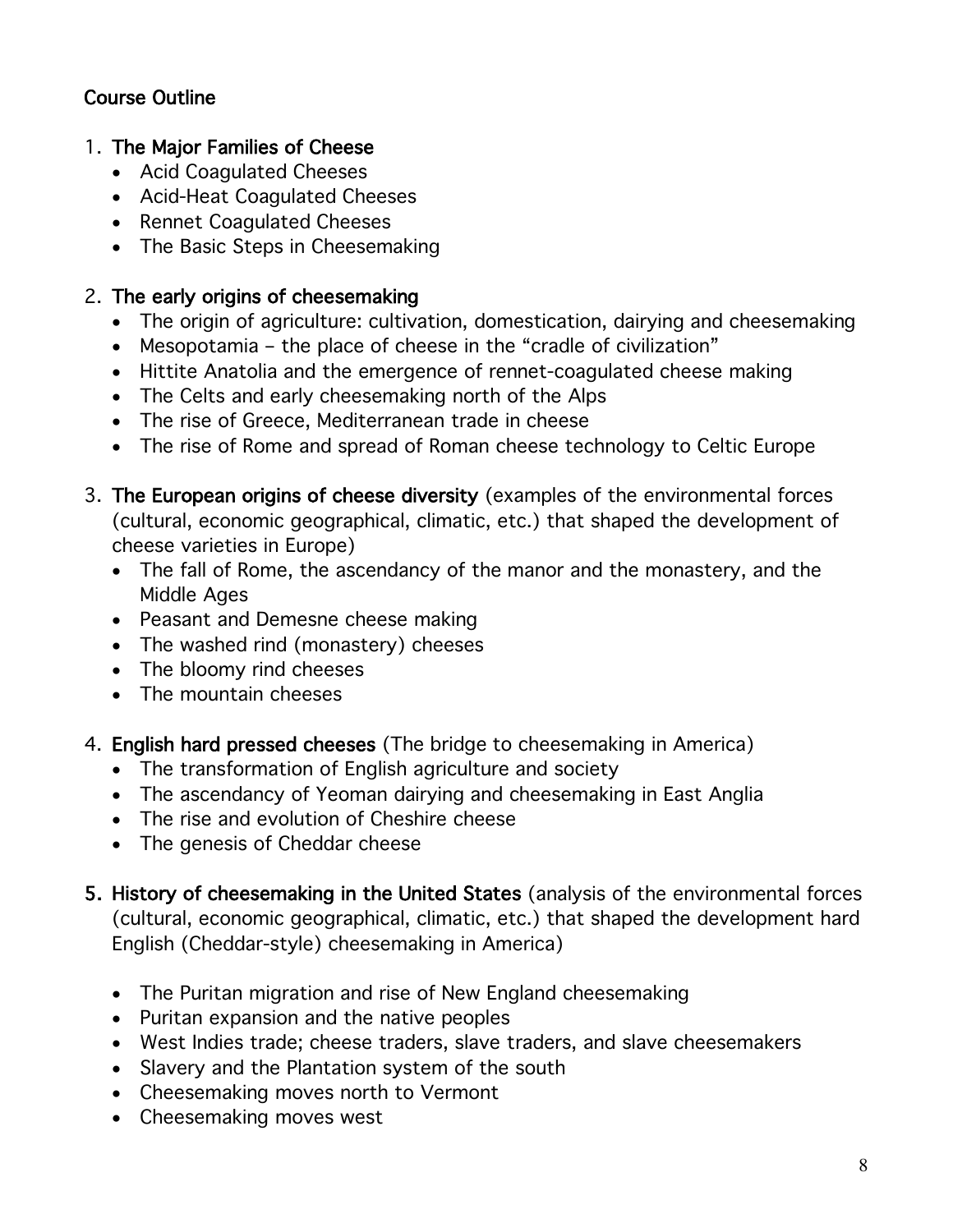**Course Outline**

1. **The Major Families of Cheese**
   - Acid Coagulated Cheeses
   - Acid-Heat Coagulated Cheeses
   - Rennet Coagulated Cheeses
   - The Basic Steps in Cheesemaking

2. **The early origins of cheesemaking**
   - The origin of agriculture: cultivation, domestication, dairying and cheesemaking
   - Mesopotamia – the place of cheese in the "cradle of civilization"
   - Hittite Anatolia and the emergence of rennet-coagulated cheese making
   - The Celts and early cheesemaking north of the Alps
   - The rise of Greece, Mediterranean trade in cheese
   - The rise of Rome and spread of Roman cheese technology to Celtic Europe

3. **The European origins of cheese diversity** (examples of the environmental forces (cultural, economic geographical, climatic, etc.) that shaped the development of cheese varieties in Europe)
   - The fall of Rome, the ascendancy of the manor and the monastery, and the Middle Ages
   - Peasant and Demesne cheese making
   - The washed rind (monastery) cheeses
   - The bloomy rind cheeses
   - The mountain cheeses

4. **English hard pressed cheeses** (The bridge to cheesemaking in America)
   - The transformation of English agriculture and society
   - The ascendancy of Yeoman dairying and cheesemaking in East Anglia
   - The rise and evolution of Cheshire cheese
   - The genesis of Cheddar cheese

5. **History of cheesemaking in the United States** (analysis of the environmental forces (cultural, economic geographical, climatic, etc.) that shaped the development hard English (Cheddar-style) cheesemaking in America)

   - The Puritan migration and rise of New England cheesemaking
   - Puritan expansion and the native peoples
   - West Indies trade; cheese traders, slave traders, and slave cheesemakers
   - Slavery and the Plantation system of the south
   - Cheesemaking moves north to Vermont
   - Cheesemaking moves west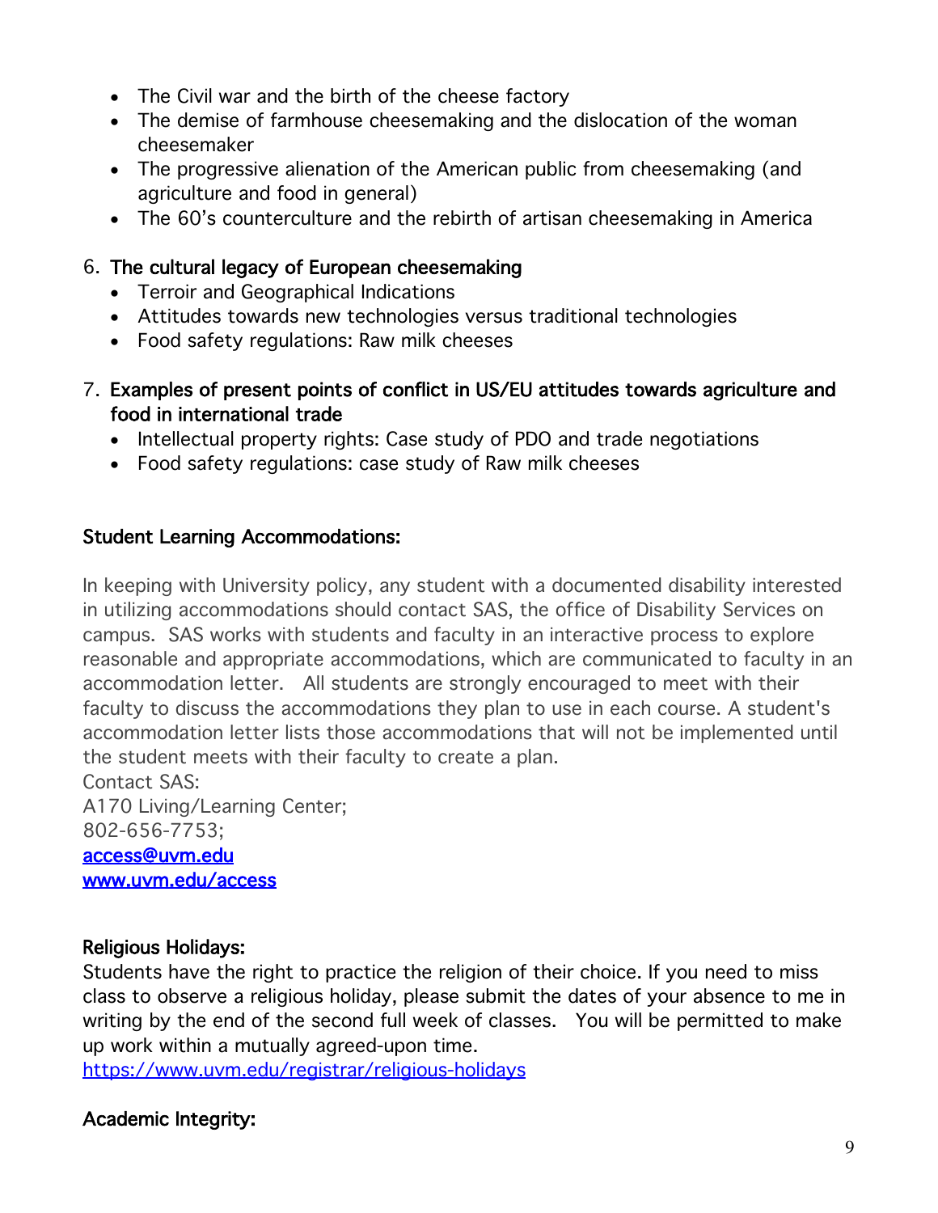- The Civil war and the birth of the cheese factory
- The demise of farmhouse cheesemaking and the dislocation of the woman cheesemaker
- The progressive alienation of the American public from cheesemaking (and agriculture and food in general)
- The 60's counterculture and the rebirth of artisan cheesemaking in America

6. **The cultural legacy of European cheesemaking**
   - Terroir and Geographical Indications
   - Attitudes towards new technologies versus traditional technologies
   - Food safety regulations: Raw milk cheeses

7. **Examples of present points of conflict in US/EU attitudes towards agriculture and food in international trade**
   - Intellectual property rights: Case study of PDO and trade negotiations
   - Food safety regulations: case study of Raw milk cheeses

### Student Learning Accommodations:

In keeping with University policy, any student with a documented disability interested in utilizing accommodations should contact SAS, the office of Disability Services on campus. SAS works with students and faculty in an interactive process to explore reasonable and appropriate accommodations, which are communicated to faculty in an accommodation letter. All students are strongly encouraged to meet with their faculty to discuss the accommodations they plan to use in each course. A student's accommodation letter lists those accommodations that will not be implemented until the student meets with their faculty to create a plan.
Contact SAS:
A170 Living/Learning Center;
802-656-7753;
[access@uvm.edu](mailto:access@uvm.edu)
[www.uvm.edu/access](http://www.uvm.edu/access)

### Religious Holidays:

Students have the right to practice the religion of their choice. If you need to miss class to observe a religious holiday, please submit the dates of your absence to me in writing by the end of the second full week of classes. You will be permitted to make up work within a mutually agreed-upon time.
[https://www.uvm.edu/registrar/religious-holidays](https://www.uvm.edu/registrar/religious-holidays)

### Academic Integrity: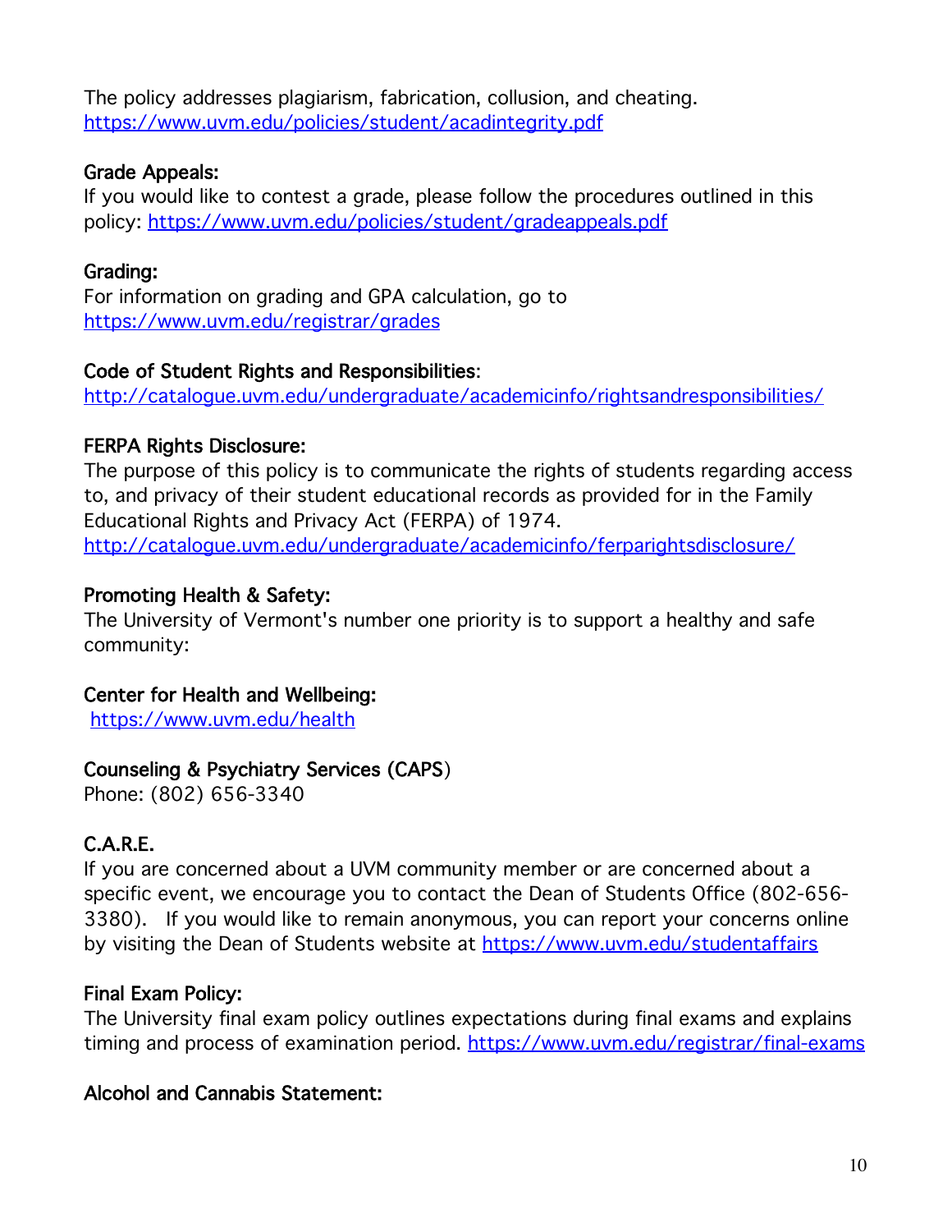The policy addresses plagiarism, fabrication, collusion, and cheating.
https://www.uvm.edu/policies/student/acadintegrity.pdf

**Grade Appeals:**
If you would like to contest a grade, please follow the procedures outlined in this policy: https://www.uvm.edu/policies/student/gradeappeals.pdf

**Grading:**
For information on grading and GPA calculation, go to
https://www.uvm.edu/registrar/grades

**Code of Student Rights and Responsibilities**:
http://catalogue.uvm.edu/undergraduate/academicinfo/rightsandresponsibilities/

**FERPA Rights Disclosure:**
The purpose of this policy is to communicate the rights of students regarding access to, and privacy of their student educational records as provided for in the Family Educational Rights and Privacy Act (FERPA) of 1974.
http://catalogue.uvm.edu/undergraduate/academicinfo/ferparightsdisclosure/

**Promoting Health & Safety:**
The University of Vermont's number one priority is to support a healthy and safe community:

**Center for Health and Wellbeing:**
https://www.uvm.edu/health

**Counseling & Psychiatry Services (CAPS)**
Phone: (802) 656-3340

**C.A.R.E.**
If you are concerned about a UVM community member or are concerned about a specific event, we encourage you to contact the Dean of Students Office (802-656-3380). If you would like to remain anonymous, you can report your concerns online by visiting the Dean of Students website at https://www.uvm.edu/studentaffairs

**Final Exam Policy:**
The University final exam policy outlines expectations during final exams and explains timing and process of examination period. https://www.uvm.edu/registrar/final-exams

**Alcohol and Cannabis Statement:**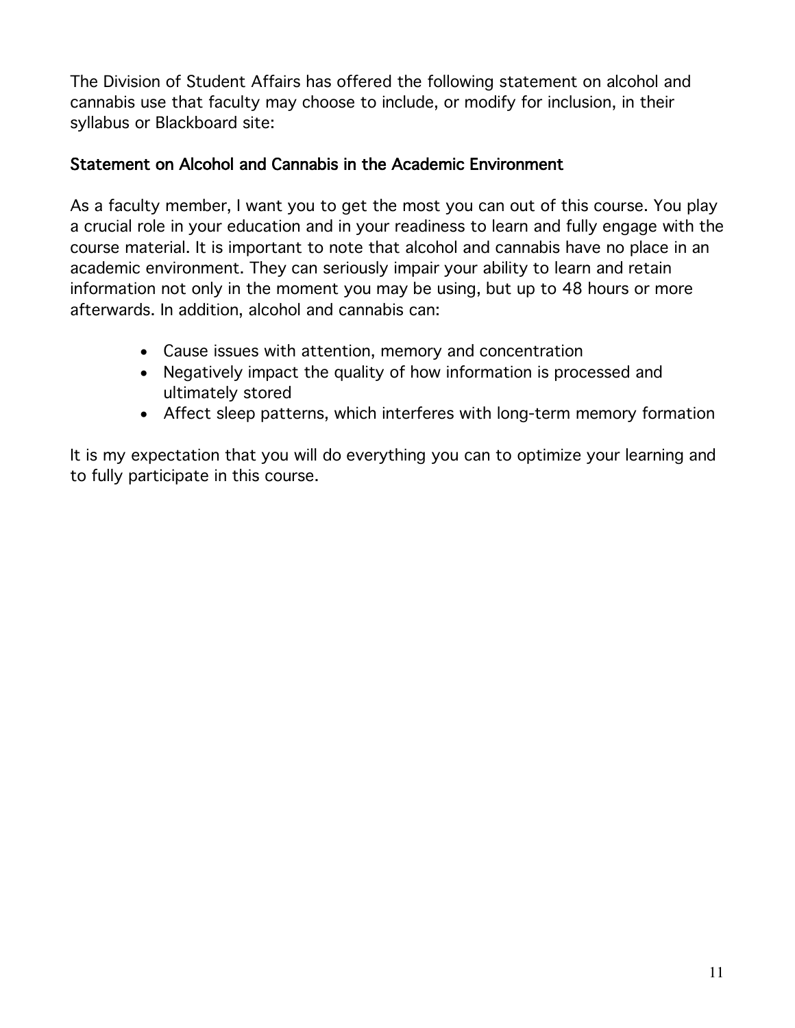The Division of Student Affairs has offered the following statement on alcohol and cannabis use that faculty may choose to include, or modify for inclusion, in their syllabus or Blackboard site:

### Statement on Alcohol and Cannabis in the Academic Environment

As a faculty member, I want you to get the most you can out of this course. You play a crucial role in your education and in your readiness to learn and fully engage with the course material. It is important to note that alcohol and cannabis have no place in an academic environment. They can seriously impair your ability to learn and retain information not only in the moment you may be using, but up to 48 hours or more afterwards. In addition, alcohol and cannabis can:

- Cause issues with attention, memory and concentration
- Negatively impact the quality of how information is processed and ultimately stored
- Affect sleep patterns, which interferes with long-term memory formation

It is my expectation that you will do everything you can to optimize your learning and to fully participate in this course.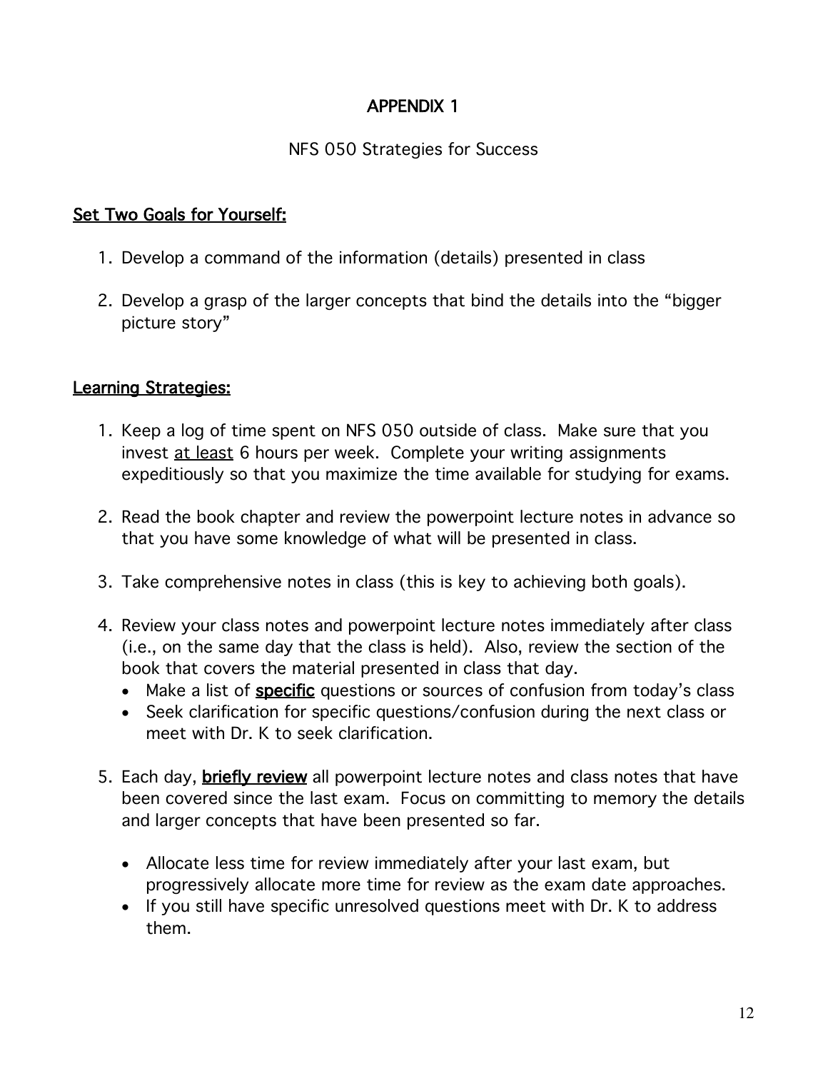# APPENDIX 1

NFS 050 Strategies for Success

## Set Two Goals for Yourself:

1. Develop a command of the information (details) presented in class

2. Develop a grasp of the larger concepts that bind the details into the "bigger picture story"

## Learning Strategies:

1. Keep a log of time spent on NFS 050 outside of class. Make sure that you invest at least 6 hours per week. Complete your writing assignments expeditiously so that you maximize the time available for studying for exams.

2. Read the book chapter and review the powerpoint lecture notes in advance so that you have some knowledge of what will be presented in class.

3. Take comprehensive notes in class (this is key to achieving both goals).

4. Review your class notes and powerpoint lecture notes immediately after class (i.e., on the same day that the class is held). Also, review the section of the book that covers the material presented in class that day.
   - Make a list of **specific** questions or sources of confusion from today's class
   - Seek clarification for specific questions/confusion during the next class or meet with Dr. K to seek clarification.

5. Each day, **briefly review** all powerpoint lecture notes and class notes that have been covered since the last exam. Focus on committing to memory the details and larger concepts that have been presented so far.

   - Allocate less time for review immediately after your last exam, but progressively allocate more time for review as the exam date approaches.
   - If you still have specific unresolved questions meet with Dr. K to address them.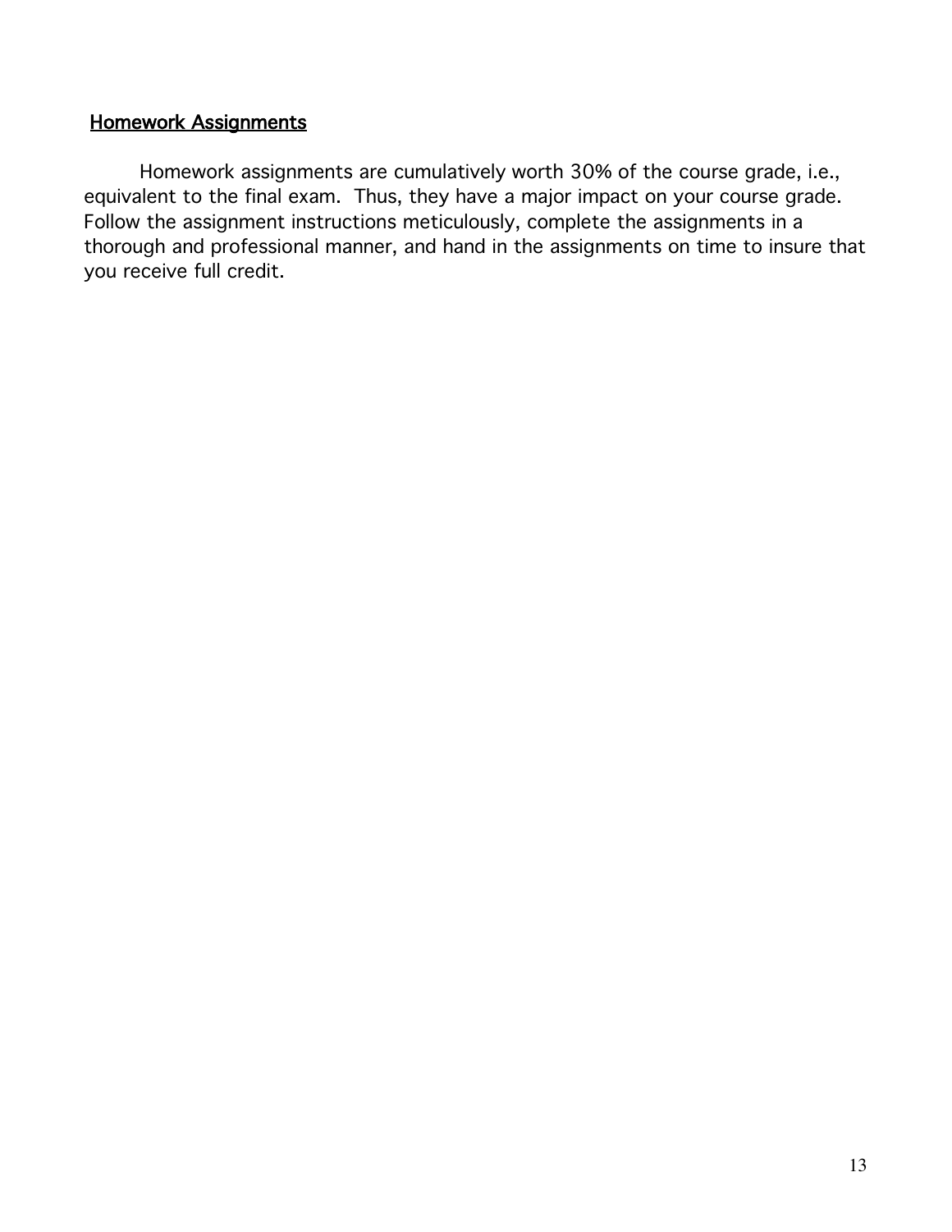## Homework Assignments

Homework assignments are cumulatively worth 30% of the course grade, i.e., equivalent to the final exam. Thus, they have a major impact on your course grade. Follow the assignment instructions meticulously, complete the assignments in a thorough and professional manner, and hand in the assignments on time to insure that you receive full credit.